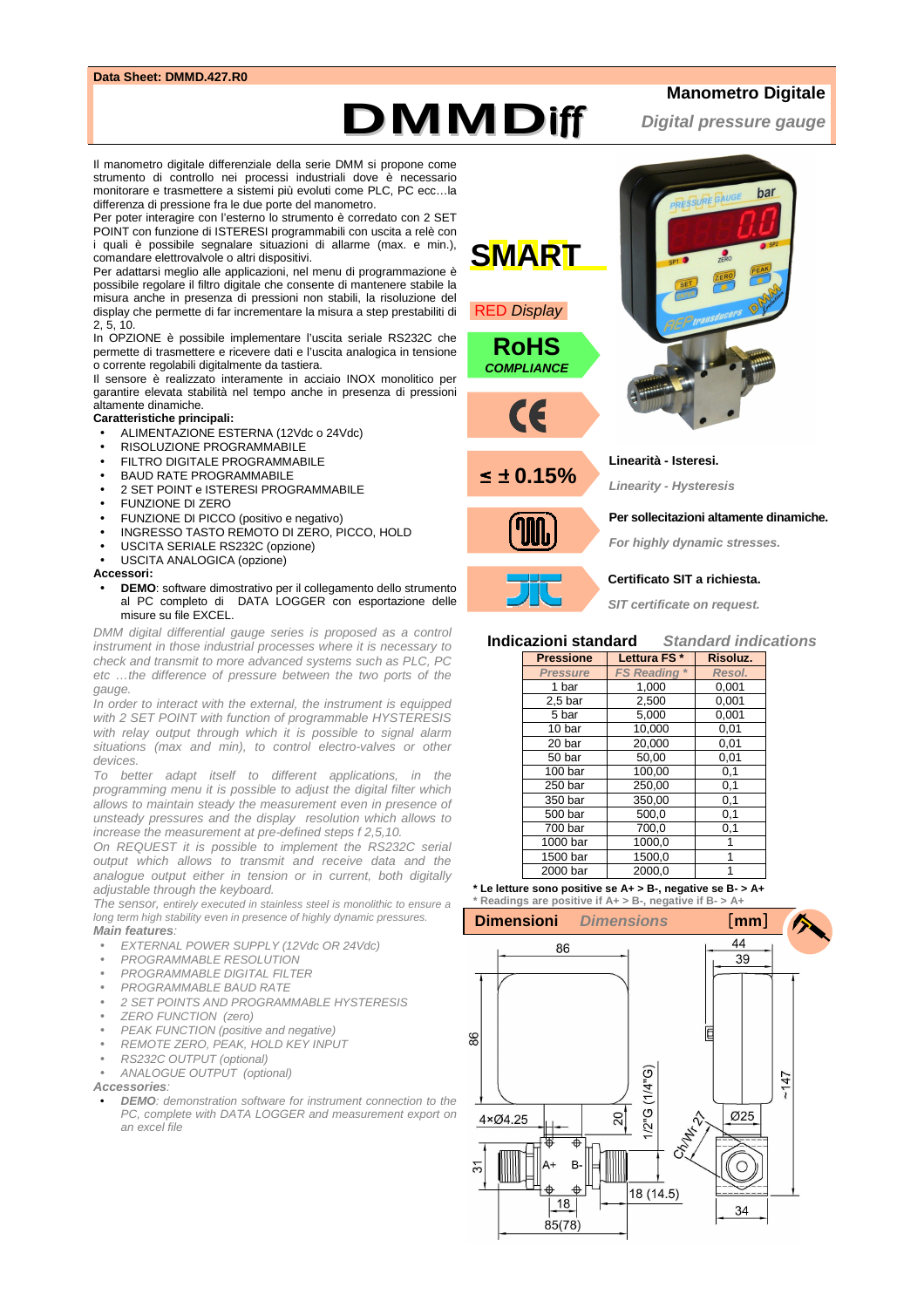Data Sheet: DMMD.427.R0

# DMMDiff

## Manometro Digitale

*Digital pressure gauge*

Il manometro digitale differenziale della serie DMM si propone come strumento di controllo nei processi industriali dove è necessario monitorare e trasmettere a sistemi più evoluti come PLC, PC ecc…la differenza di pressione fra le due porte del manometro.
Per poter interagire con l'esterno lo strumento è corredato con 2 SET POINT con funzione di ISTERESI programmabili con uscita a relè con i quali è possibile segnalare situazioni di allarme (max. e min.), comandare elettrovalvole o altri dispositivi.
Per adattarsi meglio alle applicazioni, nel menu di programmazione è possibile regolare il filtro digitale che consente di mantenere stabile la misura anche in presenza di pressioni non stabili, la risoluzione del display che permette di far incrementare la misura a step prestabiliti di 2, 5, 10.
In OPZIONE è possibile implementare l'uscita seriale RS232C che permette di trasmettere e ricevere dati e l'uscita analogica in tensione o corrente regolabili digitalmente da tastiera.
Il sensore è realizzato interamente in acciaio INOX monolitico per garantire elevata stabilità nel tempo anche in presenza di pressioni altamente dinamiche.

**Caratteristiche principali:**

- ALIMENTAZIONE ESTERNA (12Vdc o 24Vdc)
- RISOLUZIONE PROGRAMMABILE
- FILTRO DIGITALE PROGRAMMABILE
- BAUD RATE PROGRAMMABILE
- 2 SET POINT e ISTERESI PROGRAMMABILE
- FUNZIONE DI ZERO
- FUNZIONE DI PICCO (positivo e negativo)
- INGRESSO TASTO REMOTO DI ZERO, PICCO, HOLD
- USCITA SERIALE RS232C (opzione)
- USCITA ANALOGICA (opzione)

**Accessori:**

- **DEMO**: software dimostrativo per il collegamento dello strumento al PC completo di DATA LOGGER con esportazione delle misure su file EXCEL.

*DMM digital differential gauge series is proposed as a control instrument in those industrial processes where it is necessary to check and transmit to more advanced systems such as PLC, PC etc …the difference of pressure between the two ports of the gauge.*
*In order to interact with the external, the instrument is equipped with 2 SET POINT with function of programmable HYSTERESIS with relay output through which it is possible to signal alarm situations (max and min), to control electro-valves or other devices.*
*To better adapt itself to different applications, in the programming menu it is possible to adjust the digital filter which allows to maintain steady the measurement even in presence of unsteady pressures and the display resolution which allows to increase the measurement at pre-defined steps f 2,5,10.*
*On REQUEST it is possible to implement the RS232C serial output which allows to transmit and receive data and the analogue output either in tension or in current, both digitally adjustable through the keyboard.*
*The sensor, entirely executed in stainless steel is monolithic to ensure a long term high stability even in presence of highly dynamic pressures.*

***Main features:***

- *EXTERNAL POWER SUPPLY (12Vdc OR 24Vdc)*
- *PROGRAMMABLE RESOLUTION*
- *PROGRAMMABLE DIGITAL FILTER*
- *PROGRAMMABLE BAUD RATE*
- *2 SET POINTS AND PROGRAMMABLE HYSTERESIS*
- *ZERO FUNCTION (zero)*
- *PEAK FUNCTION (positive and negative)*
- *REMOTE ZERO, PEAK, HOLD KEY INPUT*
- *RS232C OUTPUT (optional)*
- *ANALOGUE OUTPUT (optional)*

***Accessories:***

- ***DEMO**: demonstration software for instrument connection to the PC, complete with DATA LOGGER and measurement export on an excel file*

SMART

RED *Display*

RoHS *COMPLIANCE*

CE

≤ ± 0.15%

**Linearità - Isteresi.**
*Linearity - Hysteresis*

**Per sollecitazioni altamente dinamiche.**
*For highly dynamic stresses.*

**Certificato SIT a richiesta.**
*SIT certificate on request.*

### Indicazioni standard *Standard indications*

| Pressione *Pressure* | Lettura FS * *FS Reading ** | Risoluz. *Resol.* |
|---|---|---|
| 1 bar | 1,000 | 0,001 |
| 2,5 bar | 2,500 | 0,001 |
| 5 bar | 5,000 | 0,001 |
| 10 bar | 10,000 | 0,01 |
| 20 bar | 20,000 | 0,01 |
| 50 bar | 50,00 | 0,01 |
| 100 bar | 100,00 | 0,1 |
| 250 bar | 250,00 | 0,1 |
| 350 bar | 350,00 | 0,1 |
| 500 bar | 500,0 | 0,1 |
| 700 bar | 700,0 | 0,1 |
| 1000 bar | 1000,0 | 1 |
| 1500 bar | 1500,0 | 1 |
| 2000 bar | 2000,0 | 1 |

**\* Le letture sono positive se A+ > B-, negative se B- > A+**
*\* Readings are positive if A+ > B-, negative if B- > A+*

### Dimensioni *Dimensions* [mm]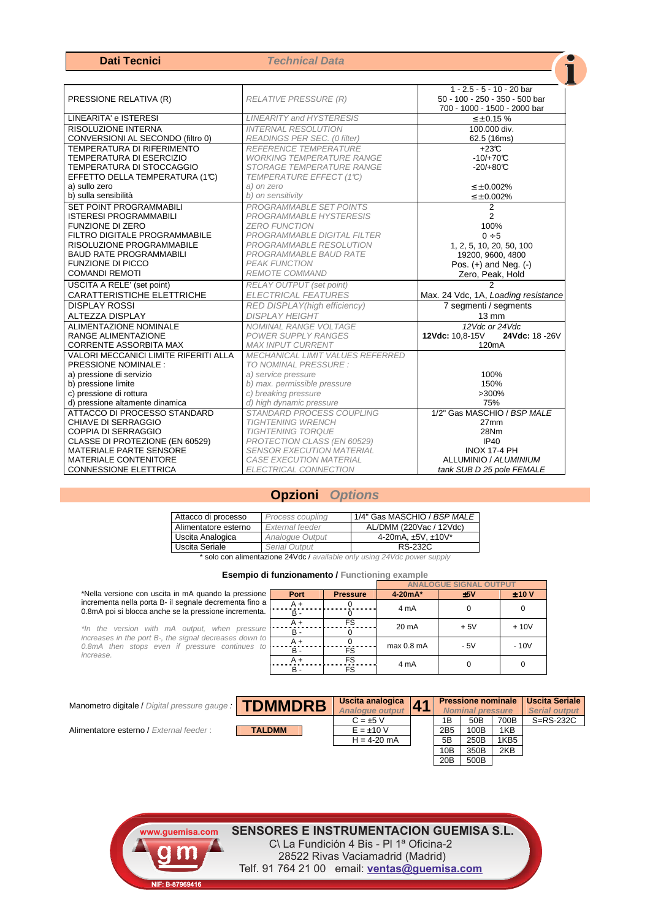## Dati Tecnici *Technical Data*

| | | |
|---|---|---|
| PRESSIONE RELATIVA (R) | *RELATIVE PRESSURE (R)* | 1 - 2.5 - 5 - 10 - 20 bar<br>50 - 100 - 250 - 350 - 500 bar<br>700 - 1000 - 1500 - 2000 bar |
| LINEARITA' e ISTERESI | *LINEARITY and HYSTERESIS* | ≤±0.15 % |
| RISOLUZIONE INTERNA<br>CONVERSIONI AL SECONDO (filtro 0) | *INTERNAL RESOLUTION*<br>*READINGS PER SEC. (0 filter)* | 100.000 div.<br>62.5 (16ms) |
| TEMPERATURA DI RIFERIMENTO<br>TEMPERATURA DI ESERCIZIO<br>TEMPERATURA DI STOCCAGGIO<br>EFFETTO DELLA TEMPERATURA (1℃)<br>a) sullo zero<br>b) sulla sensibilità | *REFERENCE TEMPERATURE*<br>*WORKING TEMPERATURE RANGE*<br>*STORAGE TEMPERATURE RANGE*<br>*TEMPERATURE EFFECT (1℃)*<br>*a) on zero*<br>*b) on sensitivity* | +23℃<br>-10/+70℃<br>-20/+80℃<br><br>≤±0.002%<br>≤±0.002% |
| SET POINT PROGRAMMABILI<br>ISTERESI PROGRAMMABILI<br>FUNZIONE DI ZERO<br>FILTRO DIGITALE PROGRAMMABILE<br>RISOLUZIONE PROGRAMMABILE<br>BAUD RATE PROGRAMMABILI<br>FUNZIONE DI PICCO<br>COMANDI REMOTI | *PROGRAMMABLE SET POINTS*<br>*PROGRAMMABLE HYSTERESIS*<br>*ZERO FUNCTION*<br>*PROGRAMMABLE DIGITAL FILTER*<br>*PROGRAMMABLE RESOLUTION*<br>*PROGRAMMABLE BAUD RATE*<br>*PEAK FUNCTION*<br>*REMOTE COMMAND* | 2<br>2<br>100%<br>0 ÷5<br>1, 2, 5, 10, 20, 50, 100<br>19200, 9600, 4800<br>Pos. (+) and Neg. (-)<br>Zero, Peak, Hold |
| USCITA A RELE' (set point)<br>CARATTERISTICHE ELETTRICHE | *RELAY OUTPUT (set point)*<br>*ELECTRICAL FEATURES* | 2<br>Max. 24 Vdc, 1A, *Loading resistance* |
| DISPLAY ROSSI<br>ALTEZZA DISPLAY | *RED DISPLAY(high efficiency)*<br>*DISPLAY HEIGHT* | 7 segmenti / segments<br>13 mm |
| ALIMENTAZIONE NOMINALE<br>RANGE ALIMENTAZIONE<br>CORRENTE ASSORBITA MAX | *NOMINAL RANGE VOLTAGE*<br>*POWER SUPPLY RANGES*<br>*MAX INPUT CURRENT* | *12Vdc or 24Vdc*<br>**12Vdc:** 10,8-15V **24Vdc:** 18 -26V<br>120mA |
| VALORI MECCANICI LIMITE RIFERITI ALLA PRESSIONE NOMINALE :<br>a) pressione di servizio<br>b) pressione limite<br>c) pressione di rottura<br>d) pressione altamente dinamica | *MECHANICAL LIMIT VALUES REFERRED TO NOMINAL PRESSURE :*<br>*a) service pressure*<br>*b) max. permissible pressure*<br>*c) breaking pressure*<br>*d) high dynamic pressure* | <br>100%<br>150%<br>>300%<br>75% |
| ATTACCO DI PROCESSO STANDARD<br>CHIAVE DI SERRAGGIO<br>COPPIA DI SERRAGGIO<br>CLASSE DI PROTEZIONE (EN 60529)<br>MATERIALE PARTE SENSORE<br>MATERIALE CONTENITORE<br>CONNESSIONE ELETTRICA | *STANDARD PROCESS COUPLING*<br>*TIGHTENING WRENCH*<br>*TIGHTENING TORQUE*<br>*PROTECTION CLASS (EN 60529)*<br>*SENSOR EXECUTION MATERIAL*<br>*CASE EXECUTION MATERIAL*<br>*ELECTRICAL CONNECTION* | 1/2" Gas MASCHIO / *BSP MALE*<br>27mm<br>28Nm<br>IP40<br>INOX 17-4 PH<br>ALLUMINIO / *ALUMINIUM*<br>*tank SUB D 25 pole FEMALE* |

## Opzioni *Options*

| | | |
|---|---|---|
| Attacco di processo | *Process coupling* | 1/4" Gas MASCHIO / *BSP MALE* |
| Alimentatore esterno | *External feeder* | AL/DMM (220Vac / 12Vdc) |
| Uscita Analogica | *Analogue Output* | 4-20mA, ±5V, ±10V* |
| Uscita Seriale | *Serial Output* | RS-232C |

\* solo con alimentazione 24Vdc / *available only using 24Vdc power supply*

### Esempio di funzionamento / *Functioning example*

*Nella versione con uscita in mA quando la pressione incrementa nella porta B- il segnale decrementa fino a 0.8mA poi si blocca anche se la pressione incrementa.

*\*In the version with mA output, when pressure increases in the port B-, the signal decreases down to 0.8mA then stops even if pressure continues to increase.*

| Port | Pressure | ANALOGUE SIGNAL OUTPUT 4-20mA* | ±5V | ±10 V |
|---|---|---|---|---|
| A + / B - | 0 / 0 | 4 mA | 0 | 0 |
| A + / B - | FS / 0 | 20 mA | + 5V | + 10V |
| A + / B - | 0 / FS | max 0.8 mA | - 5V | - 10V |
| A + / B - | FS / FS | 4 mA | 0 | 0 |

Manometro digitale / *Digital pressure gauge* : **TDMMDRB** | Uscita analogica / *Analogue output*: C = ±5 V, E = ±10 V, H = 4-20 mA | **41** | Pressione nominale / *Nominal pressure*: 1B, 2B5, 5B, 10B, 20B, 50B, 100B, 250B, 350B, 500B, 700B, 1KB, 1KB5, 2KB | Uscita Seriale / *Serial output*: S=RS-232C

Alimentatore esterno / *External feeder* : **TALDMM**

**SENSORES E INSTRUMENTACION GUEMISA S.L.**
C\ La Fundición 4 Bis - Pl 1ª Oficina-2
28522 Rivas Vaciamadrid (Madrid)
Telf. 91 764 21 00 email: ventas@guemisa.com
www.guemisa.com
NIF: B-87969416